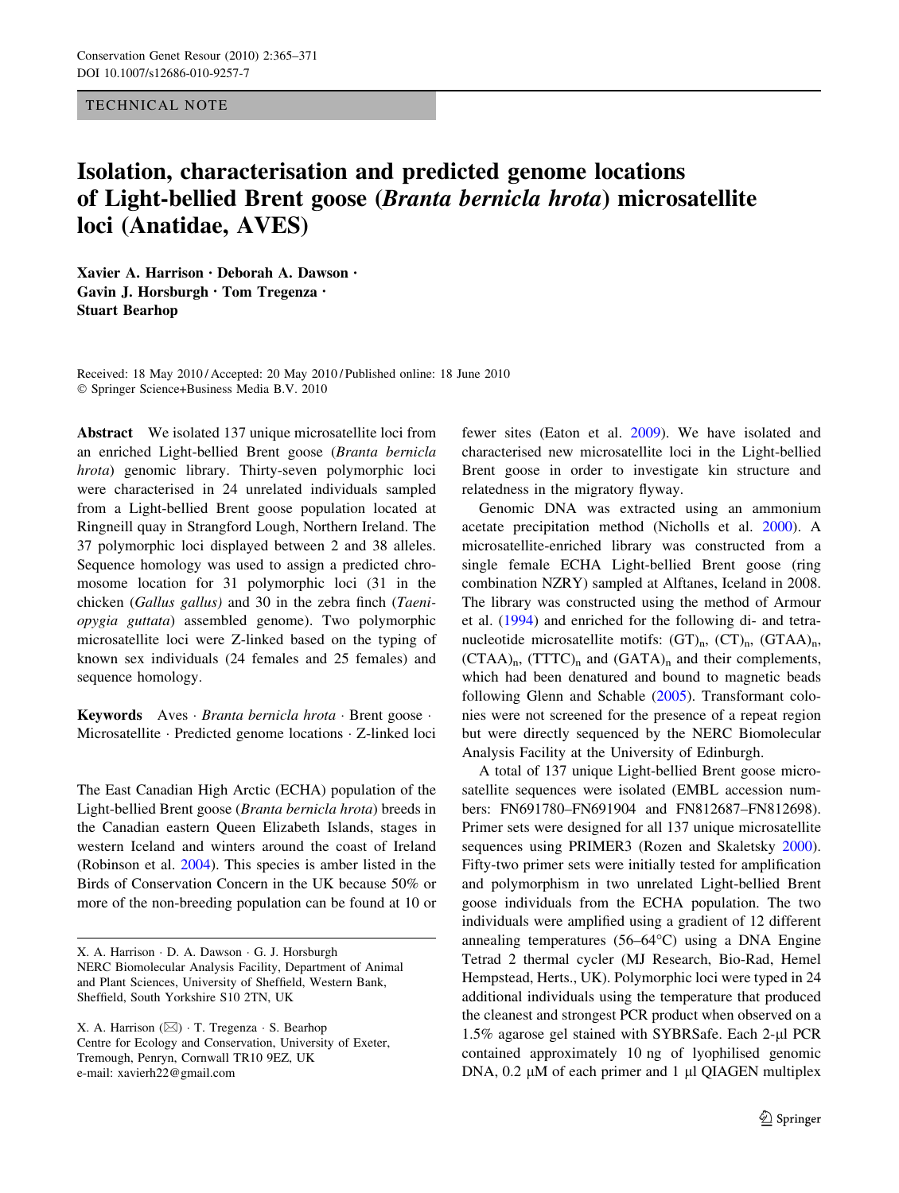TECHNICAL NOTE

# Isolation, characterisation and predicted genome locations of Light-bellied Brent goose (*Branta bernicla hrota*) microsatellite loci (Anatidae, AVES)

**Xavier A. Harrison · Deborah A. Dawson · Gavin J. Horsburgh · Tom Tregenza · Stuart Bearhop**

Received: 18 May 2010 / Accepted: 20 May 2010 / Published online: 18 June 2010
© Springer Science+Business Media B.V. 2010

**Abstract** We isolated 137 unique microsatellite loci from an enriched Light-bellied Brent goose (*Branta bernicla hrota*) genomic library. Thirty-seven polymorphic loci were characterised in 24 unrelated individuals sampled from a Light-bellied Brent goose population located at Ringneill quay in Strangford Lough, Northern Ireland. The 37 polymorphic loci displayed between 2 and 38 alleles. Sequence homology was used to assign a predicted chromosome location for 31 polymorphic loci (31 in the chicken (*Gallus gallus)* and 30 in the zebra finch (*Taeniopygia guttata*) assembled genome). Two polymorphic microsatellite loci were Z-linked based on the typing of known sex individuals (24 females and 25 females) and sequence homology.

**Keywords** Aves · *Branta bernicla hrota* · Brent goose · Microsatellite · Predicted genome locations · Z-linked loci

The East Canadian High Arctic (ECHA) population of the Light-bellied Brent goose (*Branta bernicla hrota*) breeds in the Canadian eastern Queen Elizabeth Islands, stages in western Iceland and winters around the coast of Ireland (Robinson et al. 2004). This species is amber listed in the Birds of Conservation Concern in the UK because 50% or more of the non-breeding population can be found at 10 or fewer sites (Eaton et al. 2009). We have isolated and characterised new microsatellite loci in the Light-bellied Brent goose in order to investigate kin structure and relatedness in the migratory flyway.

Genomic DNA was extracted using an ammonium acetate precipitation method (Nicholls et al. 2000). A microsatellite-enriched library was constructed from a single female ECHA Light-bellied Brent goose (ring combination NZRY) sampled at Alftanes, Iceland in 2008. The library was constructed using the method of Armour et al. (1994) and enriched for the following di- and tetranucleotide microsatellite motifs: $(GT)_n$, $(CT)_n$, $(GTAA)_n$, $(CTAA)_n$, $(TTTC)_n$ and $(GATA)_n$ and their complements, which had been denatured and bound to magnetic beads following Glenn and Schable (2005). Transformant colonies were not screened for the presence of a repeat region but were directly sequenced by the NERC Biomolecular Analysis Facility at the University of Edinburgh.

A total of 137 unique Light-bellied Brent goose microsatellite sequences were isolated (EMBL accession numbers: FN691780–FN691904 and FN812687–FN812698). Primer sets were designed for all 137 unique microsatellite sequences using PRIMER3 (Rozen and Skaletsky 2000). Fifty-two primer sets were initially tested for amplification and polymorphism in two unrelated Light-bellied Brent goose individuals from the ECHA population. The two individuals were amplified using a gradient of 12 different annealing temperatures (56–64°C) using a DNA Engine Tetrad 2 thermal cycler (MJ Research, Bio-Rad, Hemel Hempstead, Herts., UK). Polymorphic loci were typed in 24 additional individuals using the temperature that produced the cleanest and strongest PCR product when observed on a 1.5% agarose gel stained with SYBRSafe. Each 2-μl PCR contained approximately 10 ng of lyophilised genomic DNA, 0.2 μM of each primer and 1 μl QIAGEN multiplex

X. A. Harrison · D. A. Dawson · G. J. Horsburgh
NERC Biomolecular Analysis Facility, Department of Animal and Plant Sciences, University of Sheffield, Western Bank, Sheffield, South Yorkshire S10 2TN, UK

X. A. Harrison (✉) · T. Tregenza · S. Bearhop
Centre for Ecology and Conservation, University of Exeter, Tremough, Penryn, Cornwall TR10 9EZ, UK
e-mail: xavierh22@gmail.com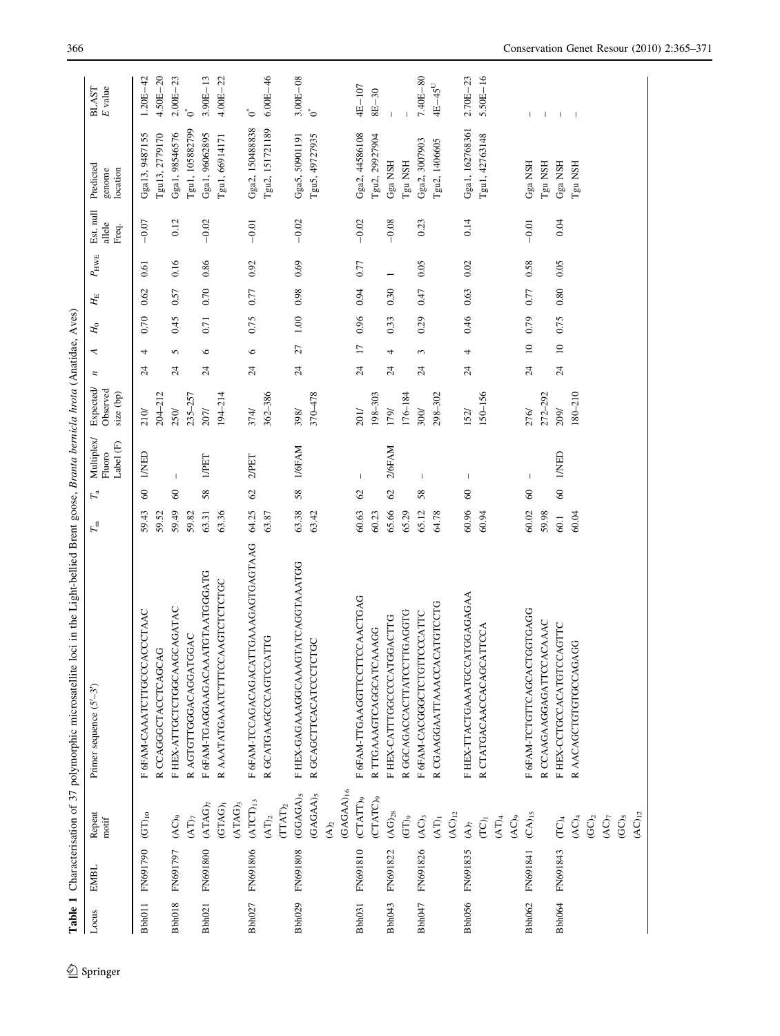**Table 1** Characterisation of 37 polymorphic microsatellite loci in the Light-bellied Brent goose, *Branta bernicla hrota* (Anatidae, Aves)

| Locus | EMBL | Repeat motif | Primer sequence (5′–3′) | $T_m$ | $T_a$ | Multiplex/ Fluoro Label (F) | Expected/ Observed size (bp) | *n* | *A* | $H_O$ | $H_E$ | $P_{HWE}$ | Est. null allele Freq. | Predicted genome location | BLAST *E* value |
|---|---|---|---|---|---|---|---|---|---|---|---|---|---|---|---|
| Bbh011 | FN691790 | $(GT)_{10}$ | F 6FAM-CAAATCTTGCCCACCCTAAC | 59.43 | 60 | 1/NED | 210/ | 24 | 4 | 0.70 | 0.62 | 0.61 | −0.07 | Gga13, 9487155 | 1.20E−42 |
| | | | R CCAGGGCTACCTCAGCAG | 59.52 | | | 204–212 | | | | | | | Tgu13, 2779170 | 4.50E−20 |
| Bbh018 | FN691797 | $(AC)_9$ | F HEX-ATTGCTCTGGCAAGCAGATAC | 59.49 | 60 | – | 250/ | 24 | 5 | 0.45 | 0.57 | 0.16 | 0.12 | Gga1, 98546576 | 2.00E−23 |
| | | $(AT)_7$ | R AGTGTTGGGACAGGATGGAC | 59.82 | | | 235–257 | | | | | | | Tgu1, 105882799 | 0* |
| Bbh021 | FN691800 | $(ATAG)_7$ | F 6FAM-TGAGGAAGACAAATGTAATGGGATG | 63.31 | 58 | 1/PET | 207/ | 24 | 6 | 0.71 | 0.70 | 0.86 | −0.02 | Gga1, 96062895 | 3.90E−13 |
| | | $(GTAG)_1$ | R AAATATGAAATCTTTCCAAGTCTCTCTGC | 63.36 | | | 194–214 | | | | | | | Tgu1, 66914171 | 4.00E−22 |
| | | $(ATAG)_3$ | | | | | | | | | | | | | |
| Bbh027 | FN691806 | $(ATCT)_{13}$ | F 6FAM-TCCAGACAGACATTGAAAGAGTGAGTAAG | 64.25 | 62 | 2/PET | 374/ | 24 | 6 | 0.75 | 0.77 | 0.92 | −0.01 | Gga2, 150488838 | 0* |
| | | $(AT)_2$ | R GCATGAAGCCCAGTCCATTG | 63.87 | | | 362–386 | | | | | | | Tgu2, 151721189 | 6.00E−46 |
| | | $(TTAT)_2$ | | | | | | | | | | | | | |
| Bbh029 | FN691808 | $(GGAGA)_5$ | F HEX-GAGAAAGGCAAAGTATCAGGTAAATGG | 63.38 | 58 | 1/6FAM | 398/ | 24 | 27 | 1.00 | 0.98 | 0.69 | −0.02 | Gga5, 50901191 | 3.00E−08 |
| | | $(GAGAA)_5$ | R GCAGCTTCACATCCCTCTGC | 63.42 | | | 370–478 | | | | | | | Tgu5, 49727935 | 0* |
| | | $(A)_2$ | | | | | | | | | | | | | |
| | | $(GAGAA)_{16}$ | | | | | | | | | | | | | |
| Bbh031 | FN691810 | $(CTATT)_9$ | F 6FAM-TTGAAGGTTCCTTCCAACTGAG | 60.63 | 62 | – | 201/ | 24 | 17 | 0.96 | 0.94 | 0.77 | −0.02 | Gga2, 44586108 | 4E−107 |
| | | $(CTATC)_9$ | R TTGAAAGTCAGGCATCAAAGG | 60.23 | | | 198–303 | | | | | | | Tgu2, 29927904 | 8E−30 |
| Bbh043 | FN691822 | $(AG)_{28}$ | F HEX-CATTTGGCCCCATGGACTTG | 65.66 | 62 | 2/6FAM | 179/ | 24 | 4 | 0.33 | 0.30 | 1 | −0.08 | Gga NSH | – |
| | | $(GT)_9$ | R GGCAGACCACTTATCCTTGAGGTG | 65.29 | | | 176–184 | | | | | | | Tgu NSH | – |
| Bbh047 | FN691826 | $(AC)_3$ | F 6FAM-CACGGGCTCTGTTCCCATTC | 65.12 | 58 | – | 300/ | 24 | 3 | 0.29 | 0.47 | 0.05 | 0.23 | Gga2, 3007903 | 7.40E−80 |
| | | $(AT)_1$ | R CGAAGGAATTAAACCACATGTCCTG | 64.78 | | | 298–302 | | | | | | | Tgu2, 1406605 | 4E−45[U] |
| | | $(AC)_{12}$ | | | | | | | | | | | | | |
| Bbh056 | FN691835 | $(A)_7$ | F HEX-TTACTGAAATGCCATGGAGAGAA | 60.96 | 60 | – | 152/ | 24 | 4 | 0.46 | 0.63 | 0.02 | 0.14 | Gga1, 162768361 | 2.70E−23 |
| | | $(TC)_1$ | R CTATGACAACCACAGCATTCCA | 60.94 | | | 150–156 | | | | | | | Tgu1, 42763148 | 5.50E−16 |
| | | $(AT)_4$ | | | | | | | | | | | | | |
| | | $(AC)_9$ | | | | | | | | | | | | | |
| Bbh062 | FN691841 | $(CA)_{15}$ | F 6FAM-TCTGTTCAGCACTGGTGAGG | 60.02 | 60 | – | 276/ | 24 | 10 | 0.79 | 0.77 | 0.58 | −0.01 | Gga NSH | – |
| | | | R CCAAGAAGGAGATTCCACAAAC | 59.98 | | | 272–292 | | | | | | | Tgu NSH | – |
| Bbh064 | FN691843 | $(TC)_4$ | F HEX-CCTGCCACATGTCCAGTTC | 60.1 | 60 | 1/NED | 209/ | 24 | 10 | 0.75 | 0.80 | 0.05 | 0.04 | Gga NSH | – |
| | | $(AC)_4$ | R AACAGCTGTGTGCCAGAGG | 60.04 | | | 180–210 | | | | | | | Tgu NSH | – |
| | | $(GC)_2$ | | | | | | | | | | | | | |
| | | $(AC)_7$ | | | | | | | | | | | | | |
| | | $(GC)_5$ | | | | | | | | | | | | | |
| | | $(AC)_{12}$ | | | | | | | | | | | | | |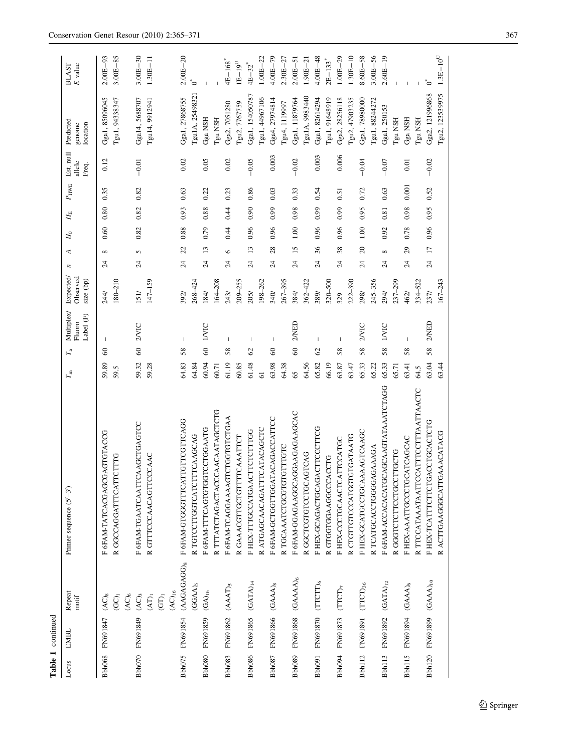**Table 1** continued

| Locus | EMBL | Repeat motif | Primer sequence (5′–3′) | $T_m$ | $T_a$ | Multiplex/ Fluoro Label (F) | Expected/ Observed size (bp) | *n* | *A* | $H_O$ | $H_E$ | $P_{HWE}$ | Est. null allele Freq. | Predicted genome location | BLAST *E* value |
|---|---|---|---|---|---|---|---|---|---|---|---|---|---|---|---|
| Bbh068 | FN691847 | $(AC)_8$ $(GC)_1$ $(AC)_6$ | F 6FAM-TATCACGAGCGAGTGTACCG | 59.89 | 60 | – | 244/ | 24 | 8 | 0.60 | 0.80 | 0.35 | 0.12 | Gga1, 85096045 | 2.00E−93 |
| | | | R GGCCAGGATTTCATTCTTTG | 59.5 | | | 180–210 | | | | | | | Tgu1, 94338347 | 3.00E−85 |
| Bbh070 | FN691849 | $(AC)_3$ $(AT)_1$ $(GT)_1$ $(AC)_{16}$ | F 6FAM-TGAATCAATTCAAGCTGAGTCC | 59.32 | 60 | 2/VIC | 151/ | 24 | 5 | 0.82 | 0.82 | 0.82 | −0.01 | Gga14, 5688707 | 3.00E−30 |
| | | | R GTTTCCCAACAGTTCCCAAC | 59.28 | | | 147–159 | | | | | | | Tgu14, 9912941 | 1.30E−11 |
| Bbh075 | FN691854 | $(AAGAGAGG)_8$ $(GGAA)_5$ | F 6FAM-GTGGGTTTCATTGTTCGTTCAGG | 64.83 | 58 | – | 392/ | 24 | 22 | 0.88 | 0.93 | 0.63 | 0.02 | Gga1, 27868755 | 2.00E−20 |
| | | | R TGTCCTTGGTCATCTTTCAAGCAG | 64.84 | | | 268–424 | | | | | | | Tgu1A, 25498321 | $0^*$ |
| Bbh080 | FN691859 | $(GA)_{16}$ | F 6FAM-TTTCAGTGTGGTCCTGGAATG | 60.94 | 60 | 1/VIC | 184/ | 24 | 13 | 0.79 | 0.88 | 0.22 | 0.05 | Gga NSH | – |
| | | | R TTTATCTAGACTACCCAACAATAGCTCTG | 60.71 | | | 164–208 | | | | | | | Tgu NSH | – |
| Bbh083 | FN691862 | $(AAAT)_5$ | F 6FAM-TCAGGAAAAGTCTGGTGTCTGAA | 61.19 | 58 | – | 243/ | 24 | 6 | 0.44 | 0.44 | 0.23 | 0.02 | Gga2, 7051280 | $4E-168^*$ |
| | | | R GAAACGTTGCTGTTTTCAAATTCT | 60.85 | | | 209–255 | | | | | | | Tgu2, 7767759 | $1E-19^U$ |
| Bbh086 | FN691865 | $(GATA)_{14}$ | F HEX-TTTGCCATGAACTTCTCTTTGG | 61.48 | 62 | – | 205/ | 24 | 13 | 0.96 | 0.90 | 0.86 | −0.05 | Gga1, 154050787 | $4E-32^*$ |
| | | | R ATGAGCAACAGATTTCATACAGCTC | 61 | | | 198–262 | | | | | | | Tgu1, 44967106 | 1.00E−22 |
| Bbh087 | FN691866 | $(GAAA)_8$ | F 6FAM-GCTGGTTGGATACAGACCATTCC | 63.98 | 60 | – | 340/ | 24 | 28 | 0.96 | 0.99 | 0.03 | 0.003 | Gga4, 27974814 | 4.00E−79 |
| | | | R TGCAAATCTGCGTGTGTTTGTC | 64.38 | | | 267–395 | | | | | | | Tgu4, 1119997 | 2.30E−27 |
| Bbh089 | FN691868 | $(GAAAA)_6$ | F 6FAM-GGAGAAGGCAGGAAGAGAAGCAC | 65 | 60 | 2/NED | 384/ | 24 | 15 | 1.00 | 0.98 | 0.33 | −0.02 | Gga1, 11879764 | 2.00E−51 |
| | | | R GGCTCGTGTCCTGCAGTCAG | 64.56 | | | 362–422 | | | | | | | Tgu1A, 9983440 | 1.90E−21 |
| Bbh091 | FN691870 | $(TTCTT)_6$ | F HEX-GCAGACTGCAGACTTCCCTTCG | 65.82 | 62 | – | 389/ | 24 | 36 | 0.96 | 0.99 | 0.54 | 0.003 | Gga1, 82614294 | 4.00E−48 |
| | | | R GTGGTGGAAGGCCCACCTG | 66.19 | | | 320–500 | | | | | | | Tgu1, 91648919 | $2E-133^*$ |
| Bbh094 | FN691873 | $(TTCT)_7$ | F HEX-CCCTGCAACTCATTCCATGC | 63.87 | 58 | – | 329 | 24 | 38 | 0.96 | 0.99 | 0.51 | 0.006 | Gga2, 28256118 | 1.00E−29 |
| | | | R CTGTTGTCCCATGGTGTGATAATG | 63.47 | | | 222–390 | | | | | | | Tgu2, 47903235 | 1.30E−10 |
| Bbh112 | FN691891 | $(TTCT)_{36}$ | F HEX-GCATGCCTGCAAAAGTCAAGC | 65.33 | 58 | 2/VIC | 298/ | 24 | 20 | 1.00 | 0.95 | 0.72 | −0.04 | Gga1, 78980000 | 8.60E−58 |
| | | | R TCATGCACCTGGGGAGAAAGA | 65.22 | | | 245–356 | | | | | | | Tgu1, 88244272 | 3.00E−56 |
| Bbh113 | FN691892 | $(GATA)_{12}$ | F 6FAM-ACCACACATGCAGCAAGTATAAATCTAGG | 65.33 | 58 | 1/VIC | 294/ | 24 | 8 | 0.92 | 0.81 | 0.63 | −0.07 | Gga1, 250153 | 2.60E−19 |
| | | | R GGGTCTCTTCCTGCCTTGCTG | 65.71 | | | 237–299 | | | | | | | Tgu NSH | – |
| Bbh115 | FN691894 | $(GAAA)_6$ | F HEX-AAATTGCCCTGCATCAGCAC | 63.41 | 58 | – | 462/ | 24 | 29 | 0.78 | 0.98 | 0.001 | 0.01 | Gga NSH | – |
| | | | R TTCCATAAATAATTCCATTTCCTTTAATTAACTC | 64.5 | | | 334–522 | | | | | | | Tgu NSH | – |
| Bbh120 | FN691899 | $(GAAA)_{10}$ | F HEX-TCATTTCTTCTGACCTGCACTCTG | 63.04 | 58 | 2/NED | 237/ | 24 | 17 | 0.96 | 0.95 | 0.52 | −0.02 | Gga2, 121996868 | $0^*$ |
| | | | R ACTTGAAGGGCATTGAAACATACG | 63.44 | | | 167–243 | | | | | | | Tgu2, 123539975 | $1.3E-10^U$ |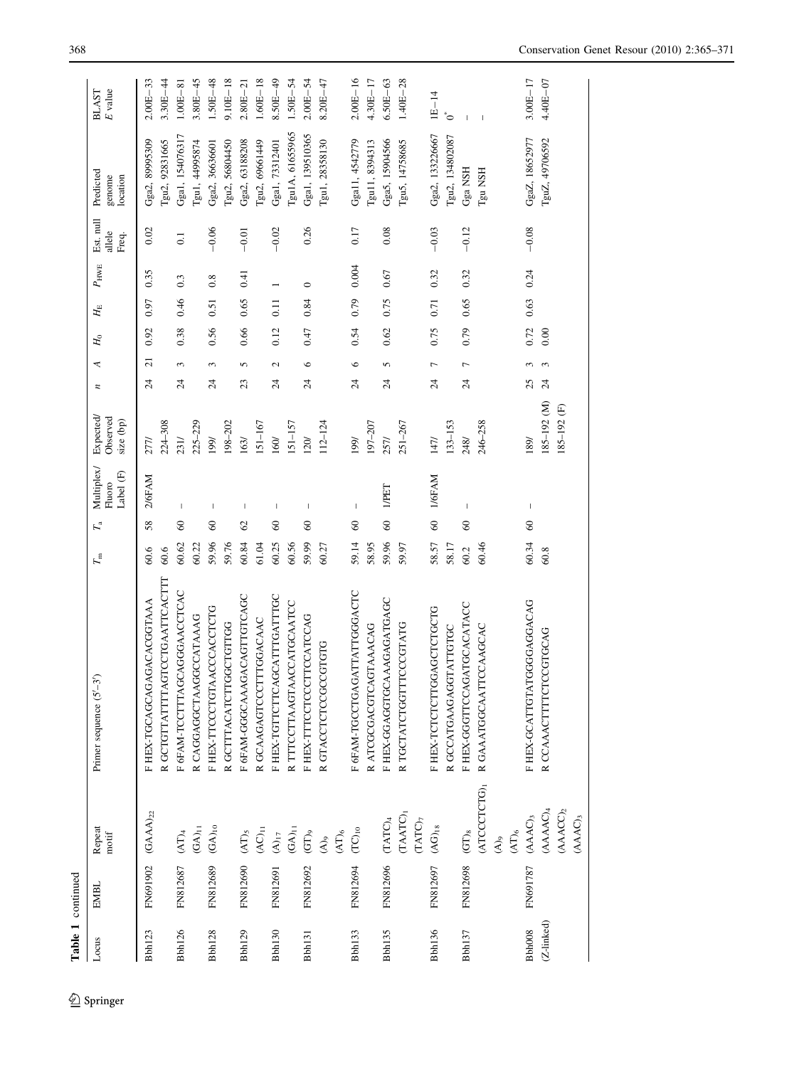**Table 1** continued

| Locus | EMBL | Repeat motif | Primer sequence (5′–3′) | $T_m$ | $T_a$ | Multiplex/ Fluoro Label (F) | Expected/ Observed size (bp) | $n$ | $A$ | $H_O$ | $H_E$ | $P_{HWE}$ | Est. null allele Freq. | Predicted genome location | BLAST $E$ value |
|---|---|---|---|---|---|---|---|---|---|---|---|---|---|---|---|
| Bbh123 | FN691902 | $(GAAA)_{22}$ | F HEX-TGCAGCAGAGACACGGTAAA | 60.6 | 58 | 2/6FAM | 277/ | 24 | 21 | 0.92 | 0.97 | 0.35 | 0.02 | Gga2, 89995309 | 2.00E−33 |
| | | | R GCTGTTATTTTAGTCCTGAATTCACTTT | 60.6 | | | 224–308 | | | | | | | Tgu2, 92831665 | 3.30E−44 |
| Bbh126 | FN812687 | $(AT)_4$ | F 6FAM-TCCTTTAGCAGGGAACCTCAC | 60.62 | 60 | – | 231/ | 24 | 3 | 0.38 | 0.46 | 0.3 | 0.1 | Gga1, 154076317 | 1.00E−81 |
| | | $(GA)_{11}$ | R CAGGAGGCTAAGGCCATAAAG | 60.22 | | | 225–229 | | | | | | | Tgu1, 44995874 | 3.80E−45 |
| Bbh128 | FN812689 | $(GA)_{10}$ | F HEX-TTCCCTGTAACCCACCTCTG | 59.96 | 60 | – | 199/ | 24 | 3 | 0.56 | 0.51 | 0.8 | −0.06 | Gga2, 36636601 | 1.50E−48 |
| | | | R GCTTTACATCTTGGCTGTTGG | 59.76 | | | 198–202 | | | | | | | Tgu2, 56804450 | 9.10E−18 |
| Bbh129 | FN812690 | $(AT)_5$ | F 6FAM-GGGCAAAGACAGTTGTCAGC | 60.84 | 62 | – | 163/ | 23 | 5 | 0.66 | 0.65 | 0.41 | −0.01 | Gga2, 63188208 | 2.80E−21 |
| | | $(AC)_{11}$ | R GCAAGAGTCCCTTTGGACAAC | 61.04 | | | 151–167 | | | | | | | Tgu2, 69661449 | 1.60E−18 |
| Bbh130 | FN812691 | $(A)_{17}$ | F HEX-TGTTCTTCAGCATTTGATTTGC | 60.25 | 60 | – | 160/ | 24 | 2 | 0.12 | 0.11 | 1 | −0.02 | Gga1, 73312401 | 8.50E−49 |
| | | $(GA)_{11}$ | R TTTCCTTAAGTAACCATGCAATCC | 60.56 | | | 151–157 | | | | | | | Tgu1A, 61655965 | 1.50E−54 |
| Bbh131 | FN812692 | $(GT)_9$ | F HEX-TTTCCTCCCTTCCATCCAG | 59.99 | 60 | – | 120/ | 24 | 6 | 0.47 | 0.84 | 0 | 0.26 | Gga1, 139510365 | 2.00E−54 |
| | | $(A)_9$ | R GTACCTCTCCGCCGTGTG | 60.27 | | | 112–124 | | | | | | | Tgu1, 28358130 | 8.20E−47 |
| | | $(AT)_6$ | | | | | | | | | | | | | |
| Bbh133 | FN812694 | $(TC)_{10}$ | F 6FAM-TGCCTGAGATTATTGGGACTC | 59.14 | 60 | – | 199/ | 24 | 6 | 0.54 | 0.79 | 0.004 | 0.17 | Gga11, 4542779 | 2.00E−16 |
| | | | R ATCGCGACGTCAGTAAACAG | 58.95 | | | 197–207 | | | | | | | Tgu11, 8394313 | 4.30E−17 |
| Bbh135 | FN812696 | $(TATC)_4$ | F HEX-GGAGGTGCAAAGAGATGAGC | 59.96 | 60 | 1/PET | 257/ | 24 | 5 | 0.62 | 0.75 | 0.67 | 0.08 | Gga5, 15904566 | 6.50E−63 |
| | | $(TAATC)_1$ | R TGCTATCTGGTTTCCCGTATG | 59.97 | | | 251–267 | | | | | | | Tgu5, 14758685 | 1.40E−28 |
| | | $(TATC)_7$ | | | | | | | | | | | | | |
| Bbh136 | FN812697 | $(AG)_{18}$ | F HEX-TCTCTCTTGGAGCTCTGCTG | 58.57 | 60 | 1/6FAM | 147/ | 24 | 7 | 0.75 | 0.71 | 0.32 | −0.03 | Gga2, 133226667 | 1E−14 |
| | | | R GCCATGAAGAGGTATTGTGC | 58.17 | | | 133–153 | | | | | | | Tgu2, 134802087 | 0* |
| Bbh137 | FN812698 | $(GT)_8$ | F HEX-GGGTTCCAGATGCACATACC | 60.2 | 60 | – | 248/ | 24 | 7 | 0.79 | 0.65 | 0.32 | −0.12 | Gga NSH | – |
| | | $(ATCCCCTCTG)_1$ | R GAAATGGCAATTCCAAGCAC | 60.46 | | | 246–258 | | | | | | | Tgu NSH | – |
| | | $(A)_9$ | | | | | | | | | | | | | |
| | | $(AT)_6$ | | | | | | | | | | | | | |
| Bbh008 | FN691787 | $(AAAC)_3$ | F HEX-GCATTGTATGGGGAGGACAG | 60.34 | 60 | – | 189/ | 25 | 3 | 0.72 | 0.63 | 0.24 | −0.08 | GgaZ, 18652977 | 3.00E−17 |
| (Z-linked) | | $(AAAAC)_4$ | R CCAAACTTTTCTCCGTGCAG | 60.8 | | | 185–192 (M) | 24 | 3 | 0.00 | | | | TguZ, 49706592 | 4.40E−07 |
| | | $(AAACC)_2$ | | | | | 185–192 (F) | | | | | | | | |
| | | $(AAAC)_3$ | | | | | | | | | | | | | |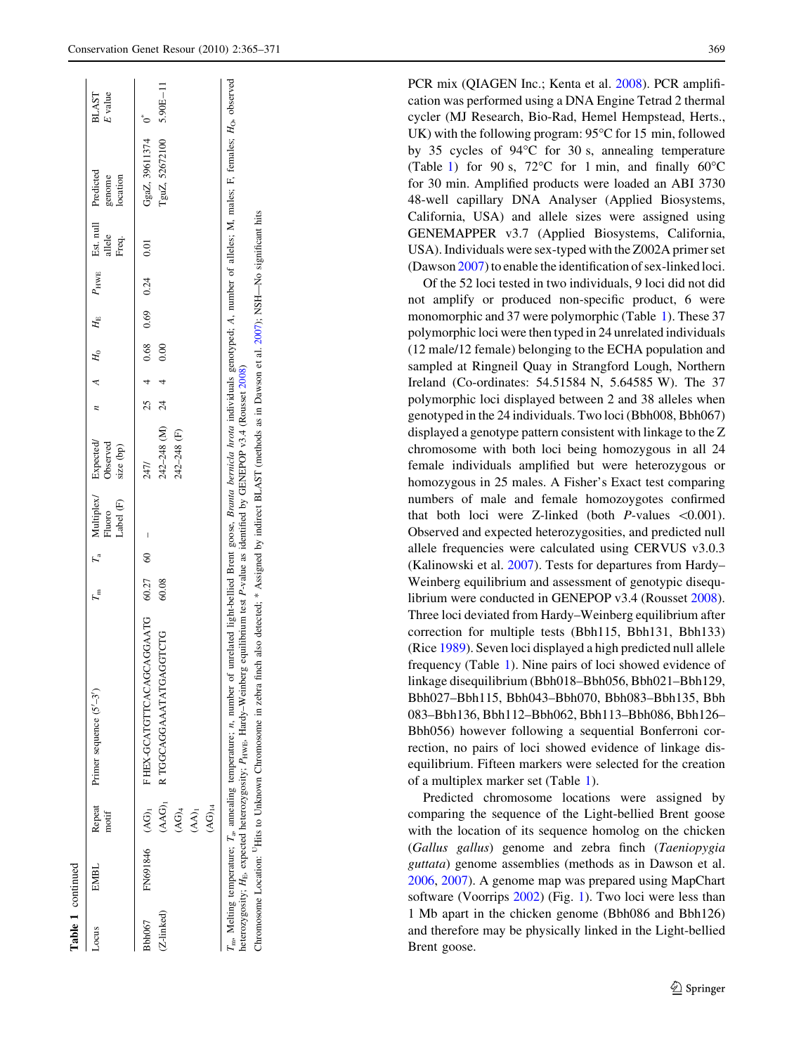**Table 1** continued

| Locus | EMBL | Repeat motif | Primer sequence (5′–3′) | $T_m$ | $T_a$ | Multiplex/ Fluoro Label (F) | Expected/ Observed size (bp) | $n$ | $A$ | $H_O$ | $H_E$ | $P_{HWE}$ | Est. null allele Freq. | Predicted genome location | BLAST E value |
|---|---|---|---|---|---|---|---|---|---|---|---|---|---|---|---|
| Bbh067 (Z-linked) | FN691846 | $(AG)_1$ $(AAG)_1$ $(AG)_4$ $(AA)_1$ $(AG)_{14}$ | F HEX-GCATGTTCACAGCAGGAATG | 60.27 | 60 | – | 247/ | 25 | 4 | 0.68 | 0.69 | 0.24 | 0.01 | GgaZ, 39611374 | 0* |
| | | | R TGGCAGGAAATATGAGGTCTG | 60.08 | | | 242–248 (M) 242–248 (F) | 24 | 4 | 0.00 | | | | TguZ, 52672100 | 5.90E–11 |

$T_m$, Melting temperature; $T_a$, annealing temperature; $n$, number of unrelated light-bellied Brent goose, *Branta bernicla hrota* individuals genotyped; $A$, number of alleles; M, males; F, females; $H_O$, observed heterozygosity; $H_E$, expected heterozygosity; $P_{HWE}$, Hardy–Weinberg equilibrium test $P$-value as identified by GENEPOP v3.4 (Rousset 2008)

Chromosome Location: [U]Hits to Unknown Chromosome in zebra finch also detected; * Assigned by indirect BLAST (methods as in Dawson et al. 2007); NSH—No significant hits

PCR mix (QIAGEN Inc.; Kenta et al. 2008). PCR amplification was performed using a DNA Engine Tetrad 2 thermal cycler (MJ Research, Bio-Rad, Hemel Hempstead, Herts., UK) with the following program: 95°C for 15 min, followed by 35 cycles of 94°C for 30 s, annealing temperature (Table 1) for 90 s, 72°C for 1 min, and finally 60°C for 30 min. Amplified products were loaded an ABI 3730 48-well capillary DNA Analyser (Applied Biosystems, California, USA) and allele sizes were assigned using GENEMAPPER v3.7 (Applied Biosystems, California, USA). Individuals were sex-typed with the Z002A primer set (Dawson 2007) to enable the identification of sex-linked loci.

Of the 52 loci tested in two individuals, 9 loci did not did not amplify or produced non-specific product, 6 were monomorphic and 37 were polymorphic (Table 1). These 37 polymorphic loci were then typed in 24 unrelated individuals (12 male/12 female) belonging to the ECHA population and sampled at Ringneil Quay in Strangford Lough, Northern Ireland (Co-ordinates: 54.51584 N, 5.64585 W). The 37 polymorphic loci displayed between 2 and 38 alleles when genotyped in the 24 individuals. Two loci (Bbh008, Bbh067) displayed a genotype pattern consistent with linkage to the Z chromosome with both loci being homozygous in all 24 female individuals amplified but were heterozygous or homozygous in 25 males. A Fisher's Exact test comparing numbers of male and female homozygotes confirmed that both loci were Z-linked (both $P$-values <0.001). Observed and expected heterozygosities, and predicted null allele frequencies were calculated using CERVUS v3.0.3 (Kalinowski et al. 2007). Tests for departures from Hardy–Weinberg equilibrium and assessment of genotypic disequilibrium were conducted in GENEPOP v3.4 (Rousset 2008). Three loci deviated from Hardy–Weinberg equilibrium after correction for multiple tests (Bbh115, Bbh131, Bbh133) (Rice 1989). Seven loci displayed a high predicted null allele frequency (Table 1). Nine pairs of loci showed evidence of linkage disequilibrium (Bbh018–Bbh056, Bbh021–Bbh129, Bbh027–Bbh115, Bbh043–Bbh070, Bbh083–Bbh135, Bbh 083–Bbh136, Bbh112–Bbh062, Bbh113–Bbh086, Bbh126–Bbh056) however following a sequential Bonferroni correction, no pairs of loci showed evidence of linkage disequilibrium. Fifteen markers were selected for the creation of a multiplex marker set (Table 1).

Predicted chromosome locations were assigned by comparing the sequence of the Light-bellied Brent goose with the location of its sequence homolog on the chicken (*Gallus gallus*) genome and zebra finch (*Taeniopygia guttata*) genome assemblies (methods as in Dawson et al. 2006, 2007). A genome map was prepared using MapChart software (Voorrips 2002) (Fig. 1). Two loci were less than 1 Mb apart in the chicken genome (Bbh086 and Bbh126) and therefore may be physically linked in the Light-bellied Brent goose.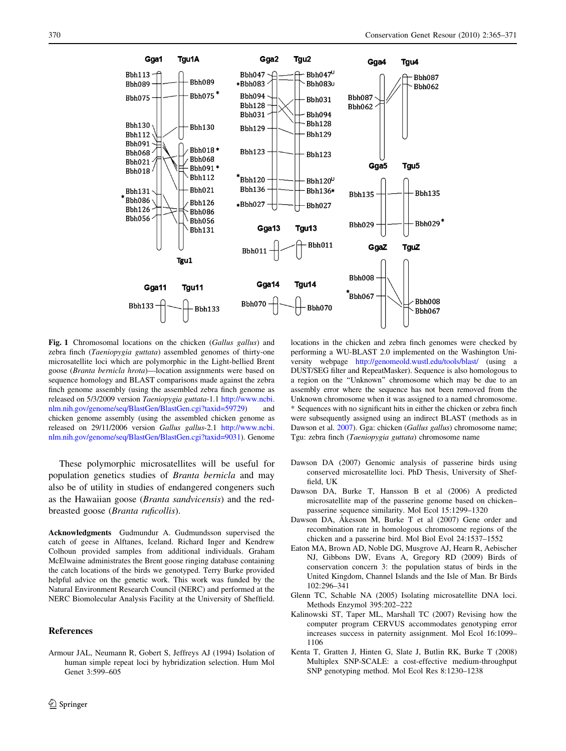**Fig. 1** Chromosomal locations on the chicken (*Gallus gallus*) and zebra finch (*Taeniopygia guttata*) assembled genomes of thirty-one microsatellite loci which are polymorphic in the Light-bellied Brent goose (*Branta bernicla hrota*)—location assignments were based on sequence homology and BLAST comparisons made against the zebra finch genome assembly (using the assembled zebra finch genome as released on 5/3/2009 version *Taeniopygia guttata*-1.1 http://www.ncbi.nlm.nih.gov/genome/seq/BlastGen/BlastGen.cgi?taxid=59729) and chicken genome assembly (using the assembled chicken genome as released on 29/11/2006 version *Gallus gallus*-2.1 http://www.ncbi.nlm.nih.gov/genome/seq/BlastGen/BlastGen.cgi?taxid=9031). Genome locations in the chicken and zebra finch genomes were checked by performing a WU-BLAST 2.0 implemented on the Washington University webpage http://genomeold.wustl.edu/tools/blast/ (using a DUST/SEG filter and RepeatMasker). Sequence is also homologous to a region on the "Unknown" chromosome which may be due to an assembly error where the sequence has not been removed from the Unknown chromosome when it was assigned to a named chromosome. * Sequences with no significant hits in either the chicken or zebra finch were subsequently assigned using an indirect BLAST (methods as in Dawson et al. 2007). Gga: chicken (*Gallus gallus*) chromosome name; Tgu: zebra finch (*Taeniopygia guttata*) chromosome name

These polymorphic microsatellites will be useful for population genetics studies of *Branta bernicla* and may also be of utility in studies of endangered congeners such as the Hawaiian goose (*Branta sandvicensis*) and the red-breasted goose (*Branta ruficollis*).

**Acknowledgments** Gudmundur A. Gudmundsson supervised the catch of geese in Alftanes, Iceland. Richard Inger and Kendrew Colhoun provided samples from additional individuals. Graham McElwaine administrates the Brent goose ringing database containing the catch locations of the birds we genotyped. Terry Burke provided helpful advice on the genetic work. This work was funded by the Natural Environment Research Council (NERC) and performed at the NERC Biomolecular Analysis Facility at the University of Sheffield.

## References

Armour JAL, Neumann R, Gobert S, Jeffreys AJ (1994) Isolation of human simple repeat loci by hybridization selection. Hum Mol Genet 3:599–605

Dawson DA (2007) Genomic analysis of passerine birds using conserved microsatellite loci. PhD Thesis, University of Sheffield, UK

Dawson DA, Burke T, Hansson B et al (2006) A predicted microsatellite map of the passerine genome based on chicken–passerine sequence similarity. Mol Ecol 15:1299–1320

Dawson DA, Åkesson M, Burke T et al (2007) Gene order and recombination rate in homologous chromosome regions of the chicken and a passerine bird. Mol Biol Evol 24:1537–1552

Eaton MA, Brown AD, Noble DG, Musgrove AJ, Hearn R, Aebischer NJ, Gibbons DW, Evans A, Gregory RD (2009) Birds of conservation concern 3: the population status of birds in the United Kingdom, Channel Islands and the Isle of Man. Br Birds 102:296–341

Glenn TC, Schable NA (2005) Isolating microsatellite DNA loci. Methods Enzymol 395:202–222

Kalinowski ST, Taper ML, Marshall TC (2007) Revising how the computer program CERVUS accommodates genotyping error increases success in paternity assignment. Mol Ecol 16:1099–1106

Kenta T, Gratten J, Hinten G, Slate J, Butlin RK, Burke T (2008) Multiplex SNP-SCALE: a cost-effective medium-throughput SNP genotyping method. Mol Ecol Res 8:1230–1238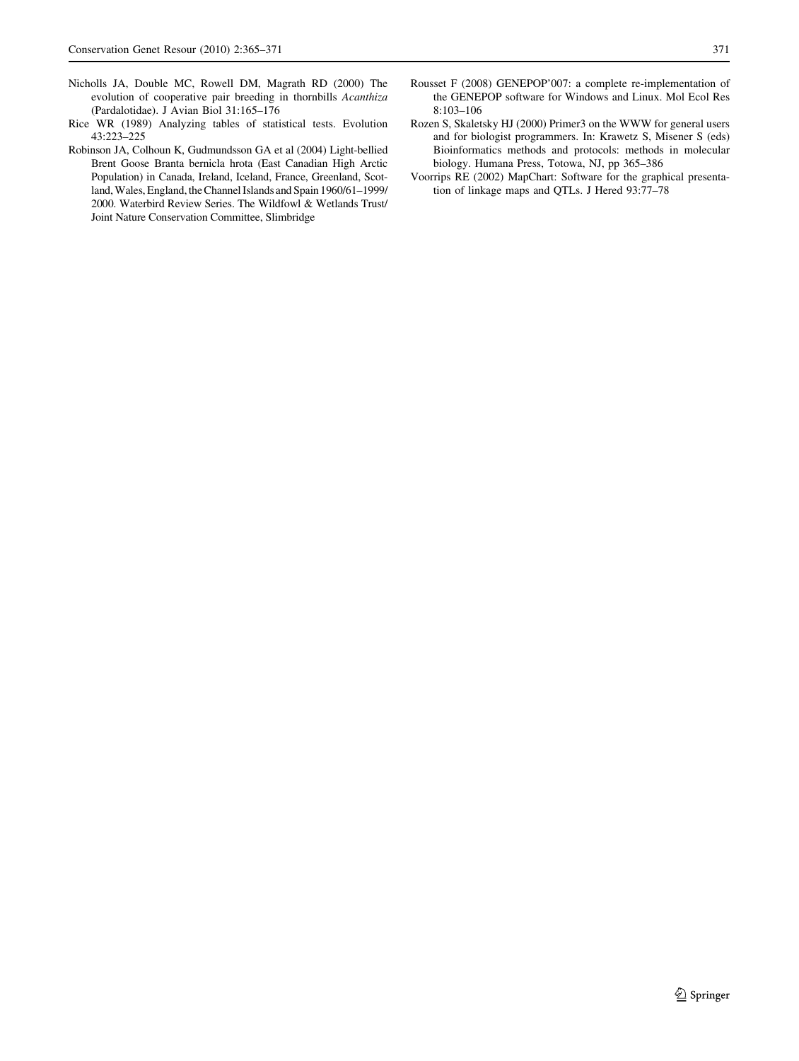Nicholls JA, Double MC, Rowell DM, Magrath RD (2000) The evolution of cooperative pair breeding in thornbills *Acanthiza* (Pardalotidae). J Avian Biol 31:165–176

Rice WR (1989) Analyzing tables of statistical tests. Evolution 43:223–225

Robinson JA, Colhoun K, Gudmundsson GA et al (2004) Light-bellied Brent Goose Branta bernicla hrota (East Canadian High Arctic Population) in Canada, Ireland, Iceland, France, Greenland, Scotland, Wales, England, the Channel Islands and Spain 1960/61–1999/2000. Waterbird Review Series. The Wildfowl & Wetlands Trust/Joint Nature Conservation Committee, Slimbridge

Rousset F (2008) GENEPOP'007: a complete re-implementation of the GENEPOP software for Windows and Linux. Mol Ecol Res 8:103–106

Rozen S, Skaletsky HJ (2000) Primer3 on the WWW for general users and for biologist programmers. In: Krawetz S, Misener S (eds) Bioinformatics methods and protocols: methods in molecular biology. Humana Press, Totowa, NJ, pp 365–386

Voorrips RE (2002) MapChart: Software for the graphical presentation of linkage maps and QTLs. J Hered 93:77–78